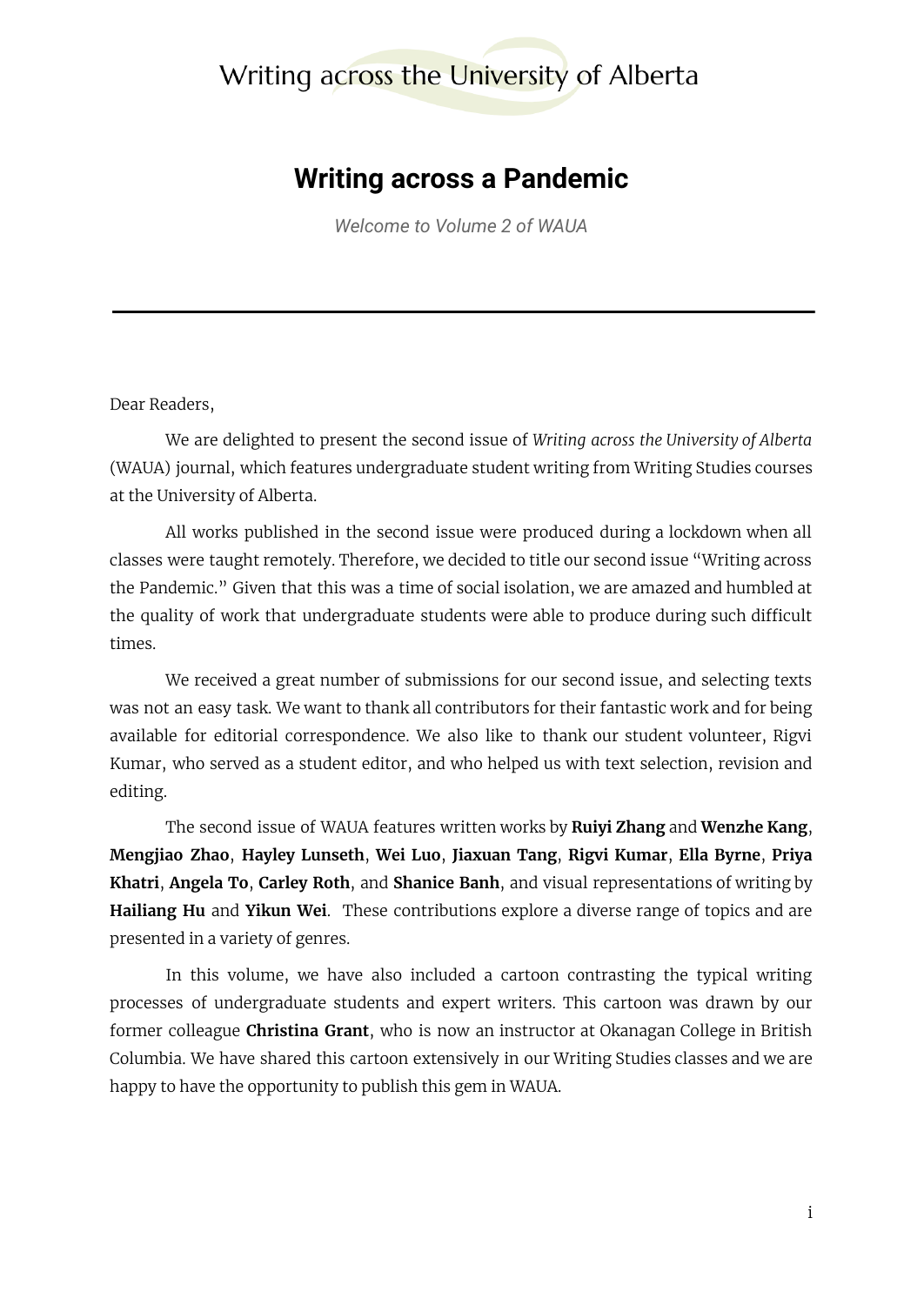Writing across the University of Alberta

# Writing across a Pandemic

*Welcome to Volume 2 of WAUA*

---

Dear Readers,

We are delighted to present the second issue of *Writing across the University of Alberta* (WAUA) journal, which features undergraduate student writing from Writing Studies courses at the University of Alberta.

All works published in the second issue were produced during a lockdown when all classes were taught remotely. Therefore, we decided to title our second issue "Writing across the Pandemic." Given that this was a time of social isolation, we are amazed and humbled at the quality of work that undergraduate students were able to produce during such difficult times.

We received a great number of submissions for our second issue, and selecting texts was not an easy task. We want to thank all contributors for their fantastic work and for being available for editorial correspondence. We also like to thank our student volunteer, Rigvi Kumar, who served as a student editor, and who helped us with text selection, revision and editing.

The second issue of WAUA features written works by **Ruiyi Zhang** and **Wenzhe Kang**, **Mengjiao Zhao**, **Hayley Lunseth**, **Wei Luo**, **Jiaxuan Tang**, **Rigvi Kumar**, **Ella Byrne**, **Priya Khatri**, **Angela To**, **Carley Roth**, and **Shanice Banh**, and visual representations of writing by **Hailiang Hu** and **Yikun Wei**. These contributions explore a diverse range of topics and are presented in a variety of genres.

In this volume, we have also included a cartoon contrasting the typical writing processes of undergraduate students and expert writers. This cartoon was drawn by our former colleague **Christina Grant**, who is now an instructor at Okanagan College in British Columbia. We have shared this cartoon extensively in our Writing Studies classes and we are happy to have the opportunity to publish this gem in WAUA.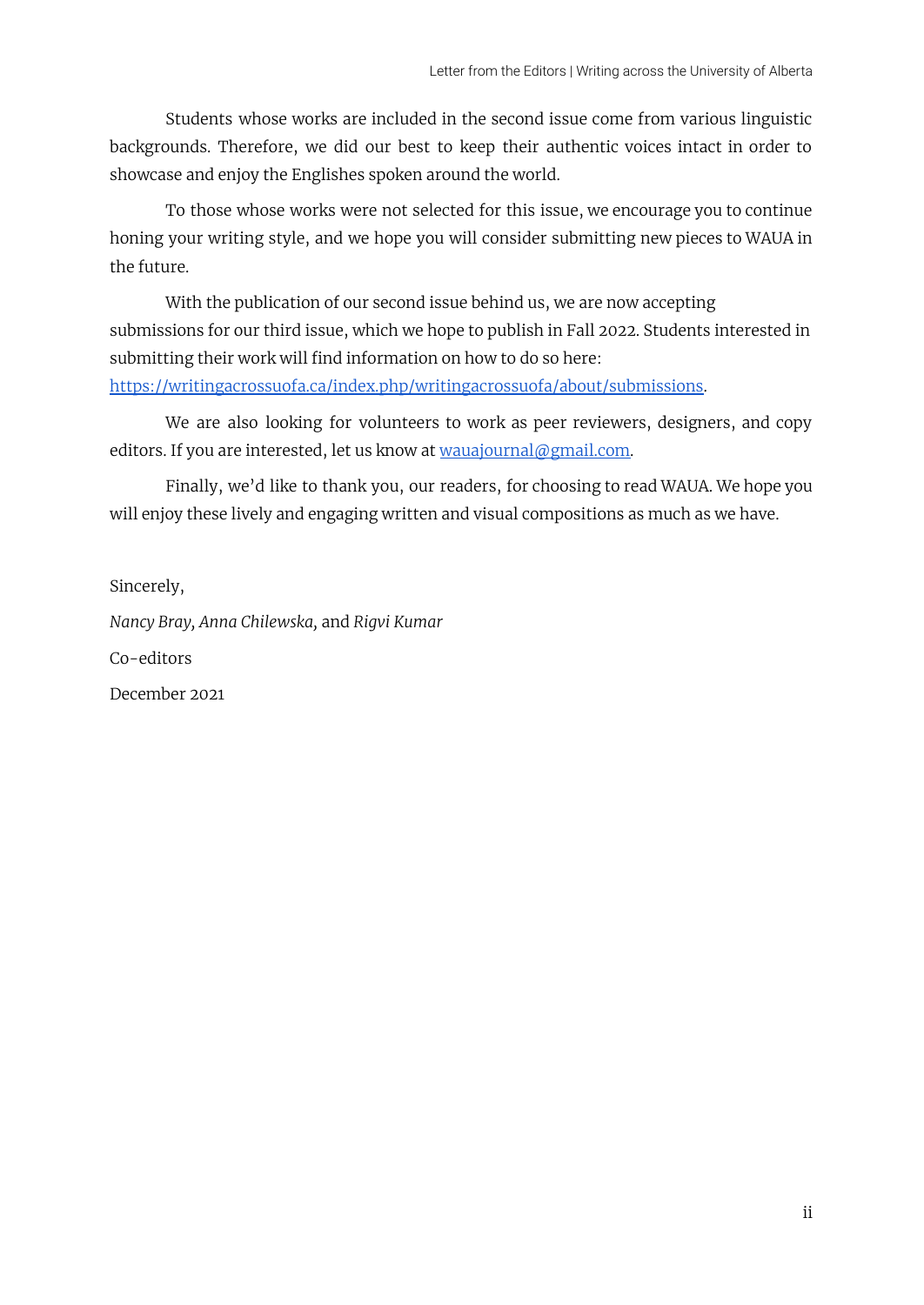Students whose works are included in the second issue come from various linguistic backgrounds. Therefore, we did our best to keep their authentic voices intact in order to showcase and enjoy the Englishes spoken around the world.

To those whose works were not selected for this issue, we encourage you to continue honing your writing style, and we hope you will consider submitting new pieces to WAUA in the future.

With the publication of our second issue behind us, we are now accepting submissions for our third issue, which we hope to publish in Fall 2022. Students interested in submitting their work will find information on how to do so here: [https://writingacrossuofa.ca/index.php/writingacrossuofa/about/submissions](https://writingacrossuofa.ca/index.php/writingacrossuofa/about/submissions).

We are also looking for volunteers to work as peer reviewers, designers, and copy editors. If you are interested, let us know at [wauajournal@gmail.com](mailto:wauajournal@gmail.com).

Finally, we'd like to thank you, our readers, for choosing to read WAUA. We hope you will enjoy these lively and engaging written and visual compositions as much as we have.

Sincerely,

*Nancy Bray, Anna Chilewska,* and *Rigvi Kumar*

Co-editors

December 2021